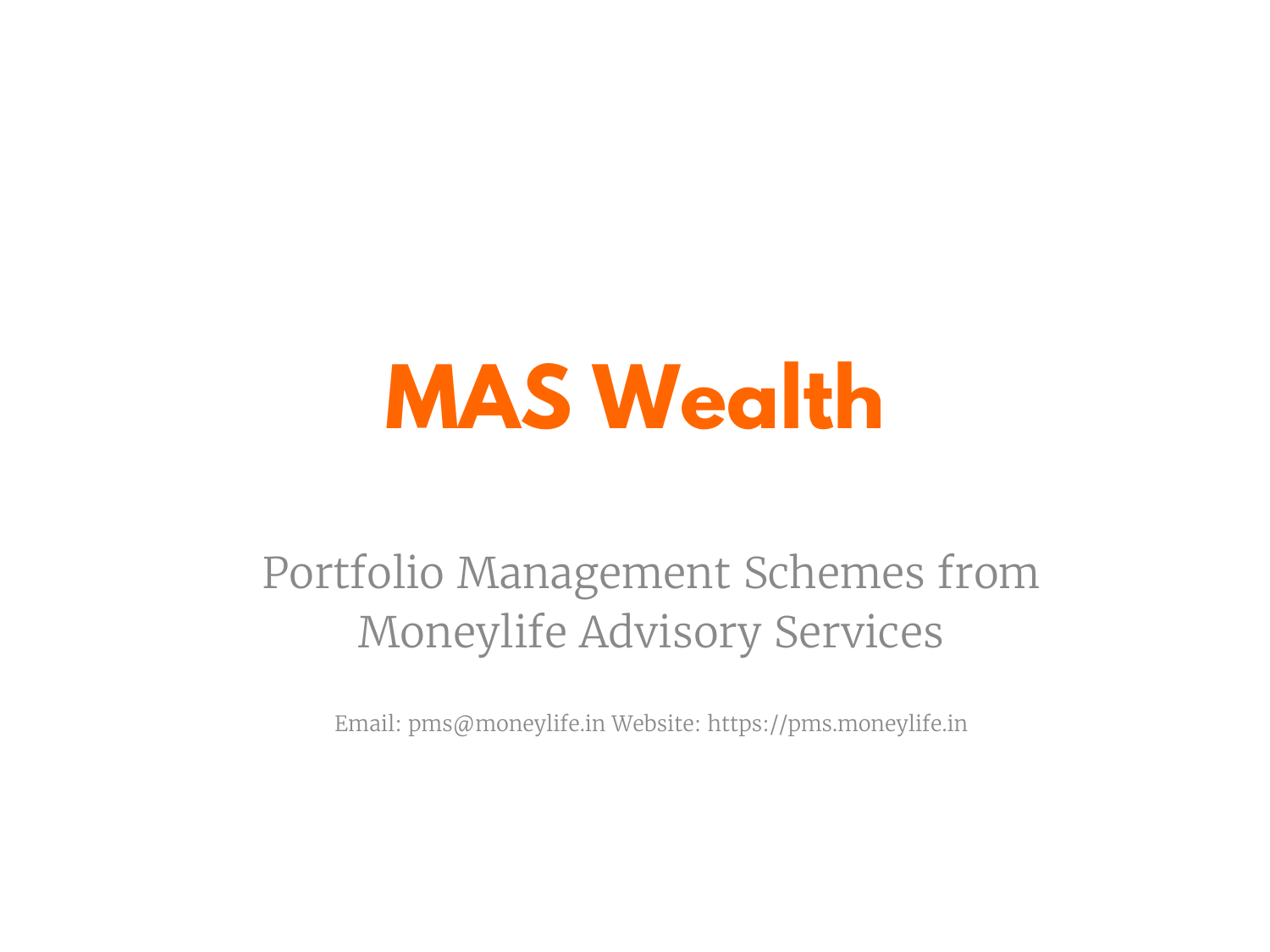# MAS Wealth

Portfolio Management Schemes from Moneylife Advisory Services

Email: pms@moneylife.in Website: https://pms.moneylife.in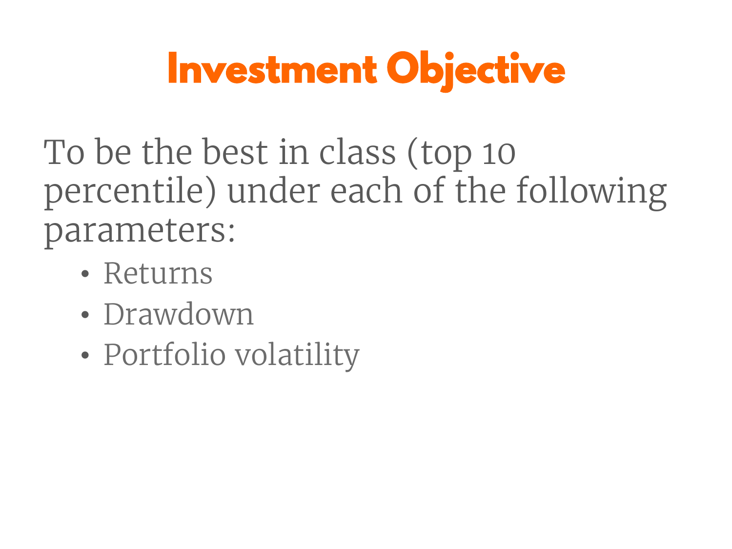# Investment Objective

To be the best in class (top 10 percentile) under each of the following parameters:

- Returns
- Drawdown
- Portfolio volatility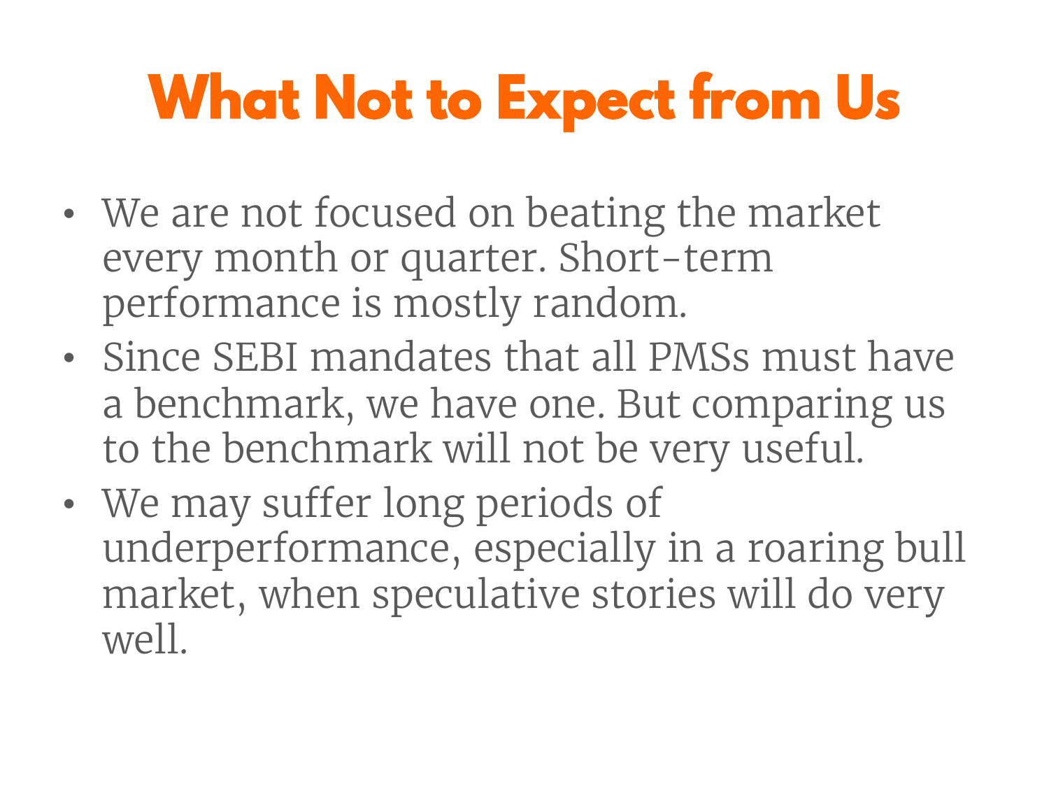# What Not to Expect from Us

- We are not focused on beating the market every month or quarter. Short-term performance is mostly random.
- Since SEBI mandates that all PMSs must have a benchmark, we have one. But comparing us to the benchmark will not be very useful.
- We may suffer long periods of underperformance, especially in a roaring bull market, when speculative stories will do very well.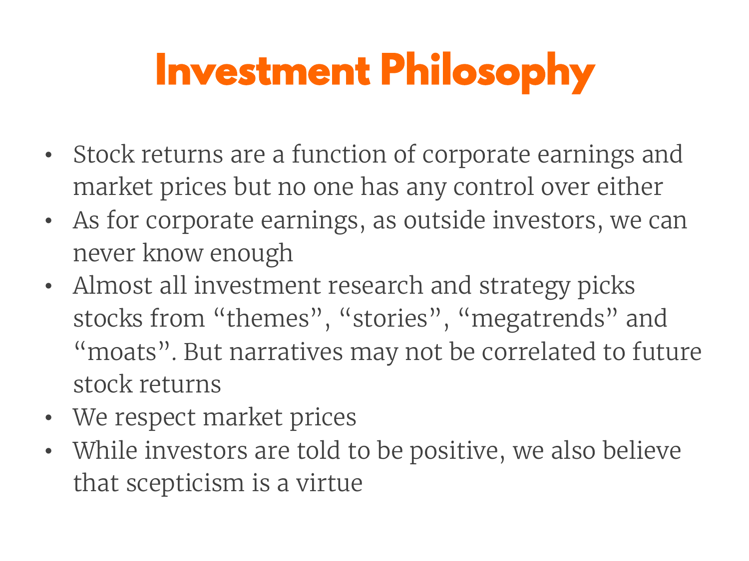# Investment Philosophy

- Stock returns are a function of corporate earnings and market prices but no one has any control over either
- As for corporate earnings, as outside investors, we can never know enough
- Almost all investment research and strategy picks stocks from “themes”, “stories”, “megatrends” and “moats”. But narratives may not be correlated to future stock returns
- We respect market prices
- While investors are told to be positive, we also believe that scepticism is a virtue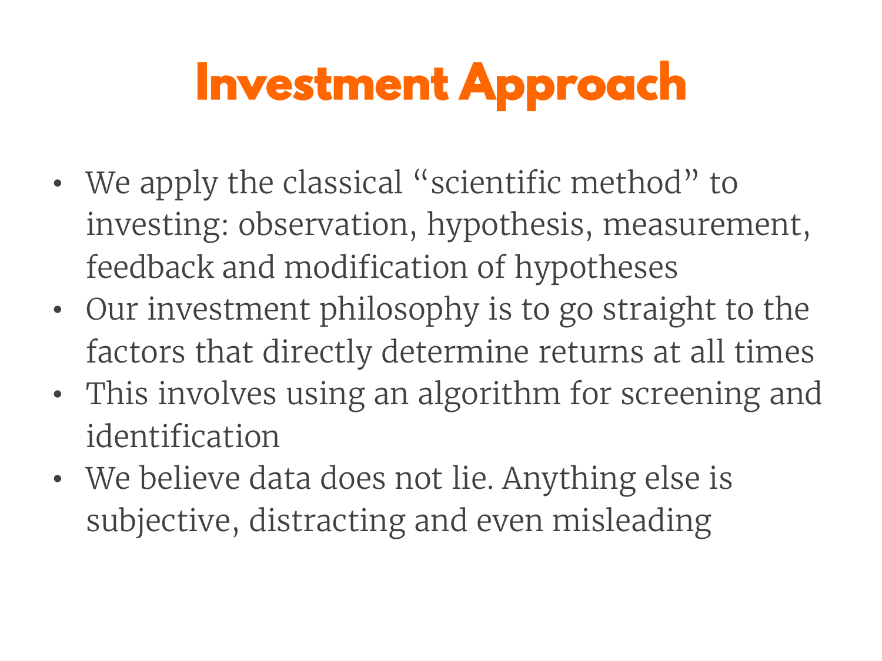# Investment Approach

- We apply the classical "scientific method" to investing: observation, hypothesis, measurement, feedback and modification of hypotheses
- Our investment philosophy is to go straight to the factors that directly determine returns at all times
- This involves using an algorithm for screening and identification
- We believe data does not lie. Anything else is subjective, distracting and even misleading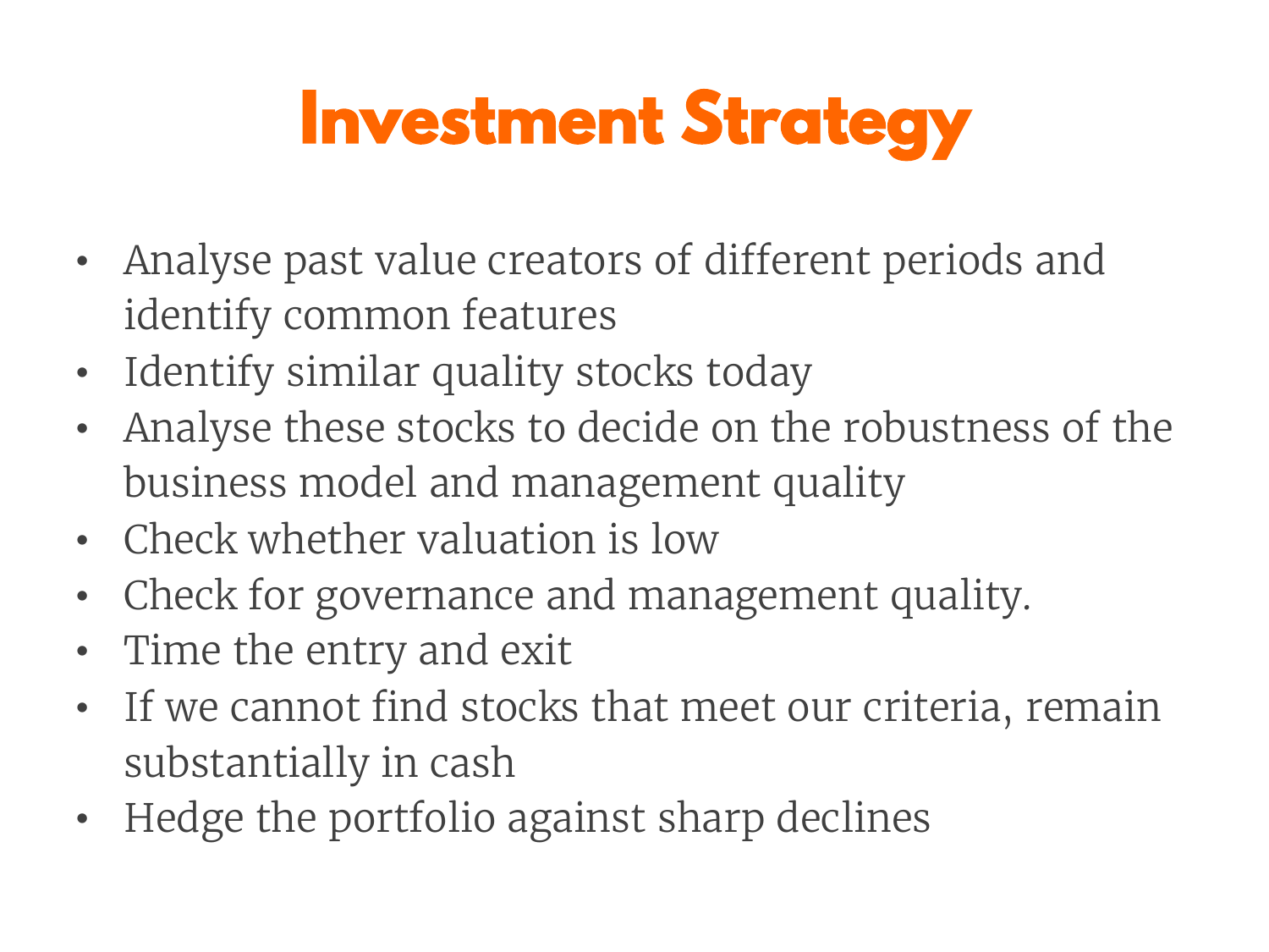# Investment Strategy

- Analyse past value creators of different periods and identify common features
- Identify similar quality stocks today
- Analyse these stocks to decide on the robustness of the business model and management quality
- Check whether valuation is low
- Check for governance and management quality.
- Time the entry and exit
- If we cannot find stocks that meet our criteria, remain substantially in cash
- Hedge the portfolio against sharp declines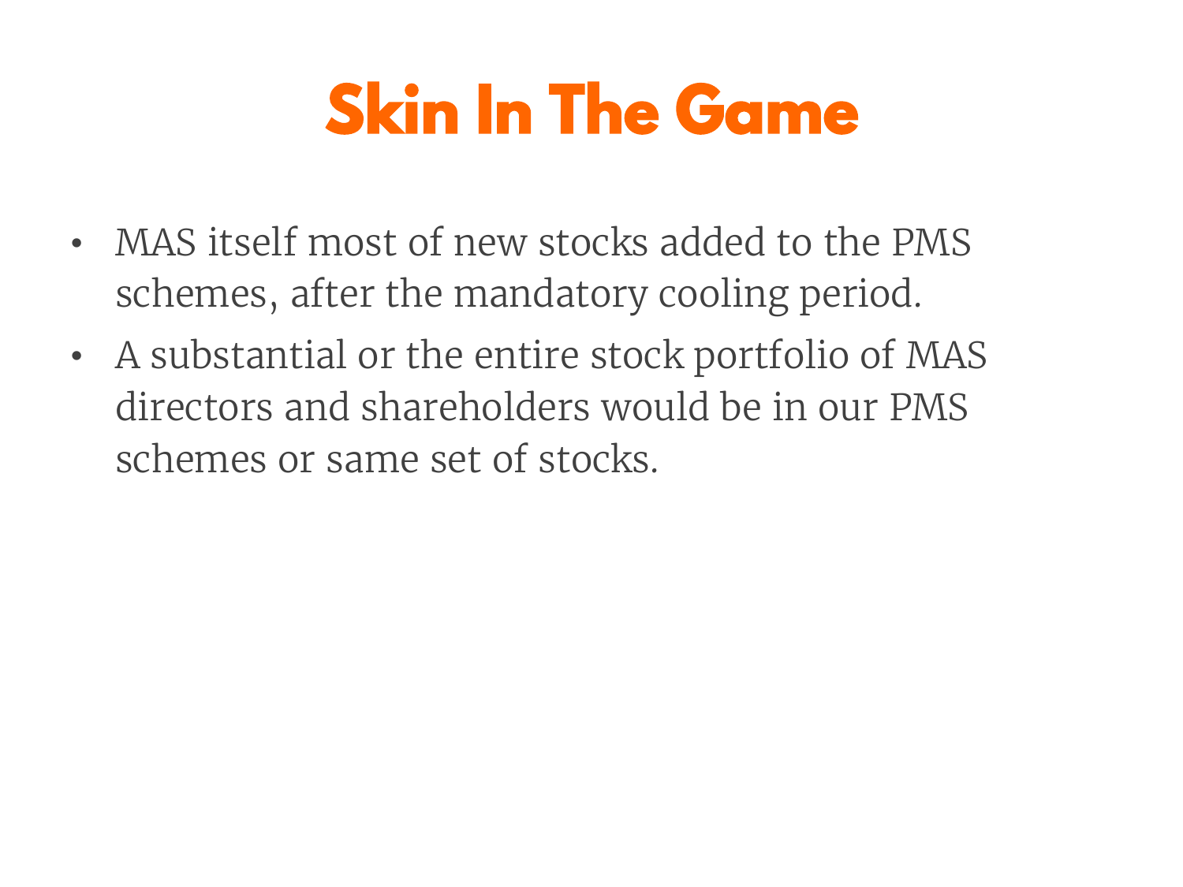# Skin In The Game

- MAS itself most of new stocks added to the PMS schemes, after the mandatory cooling period.
- A substantial or the entire stock portfolio of MAS directors and shareholders would be in our PMS schemes or same set of stocks.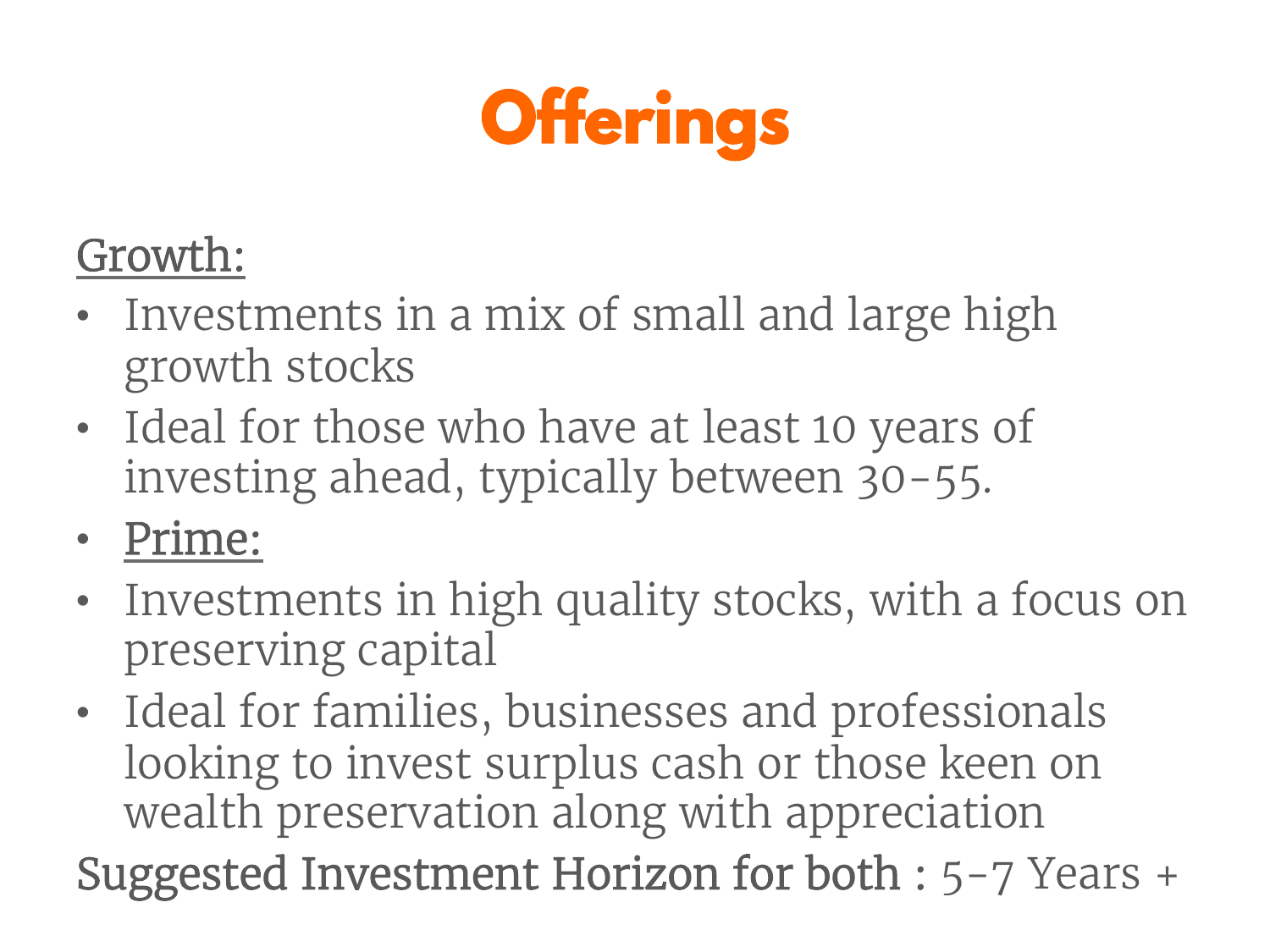# Offerings

<u>Growth:</u>

- Investments in a mix of small and large high growth stocks
- Ideal for those who have at least 10 years of investing ahead, typically between 30-55.
- <u>Prime:</u>
- Investments in high quality stocks, with a focus on preserving capital
- Ideal for families, businesses and professionals looking to invest surplus cash or those keen on wealth preservation along with appreciation

**Suggested Investment Horizon for both** : 5-7 Years +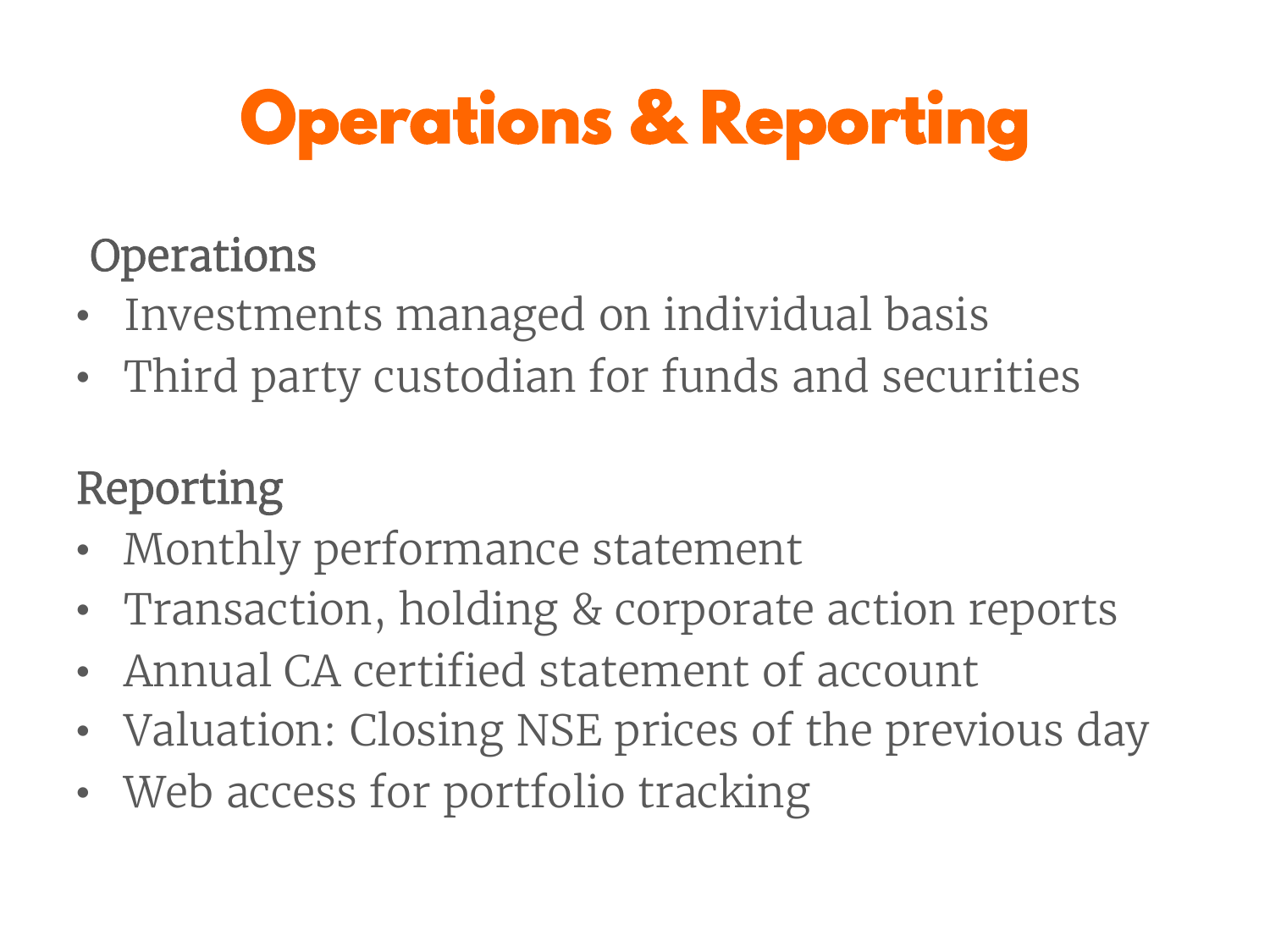# Operations & Reporting

## Operations

- Investments managed on individual basis
- Third party custodian for funds and securities

## Reporting

- Monthly performance statement
- Transaction, holding & corporate action reports
- Annual CA certified statement of account
- Valuation: Closing NSE prices of the previous day
- Web access for portfolio tracking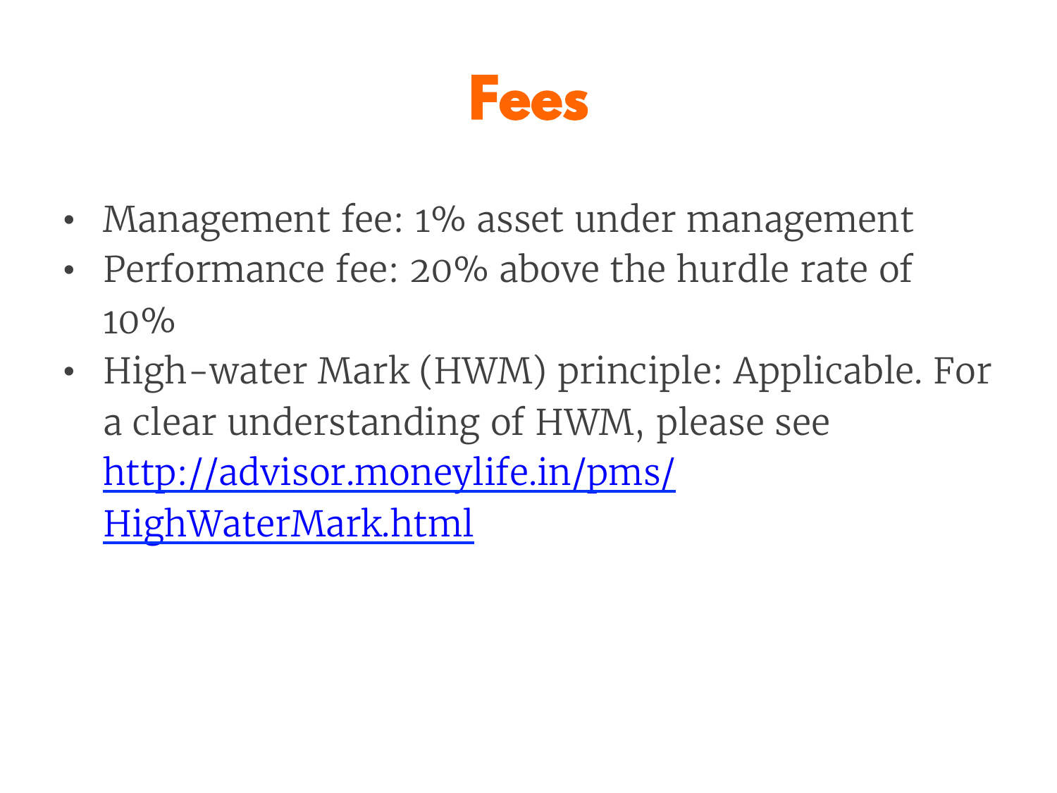# Fees

- Management fee: 1% asset under management
- Performance fee: 20% above the hurdle rate of 10%
- High-water Mark (HWM) principle: Applicable. For a clear understanding of HWM, please see [http://advisor.moneylife.in/pms/HighWaterMark.html](http://advisor.moneylife.in/pms/HighWaterMark.html)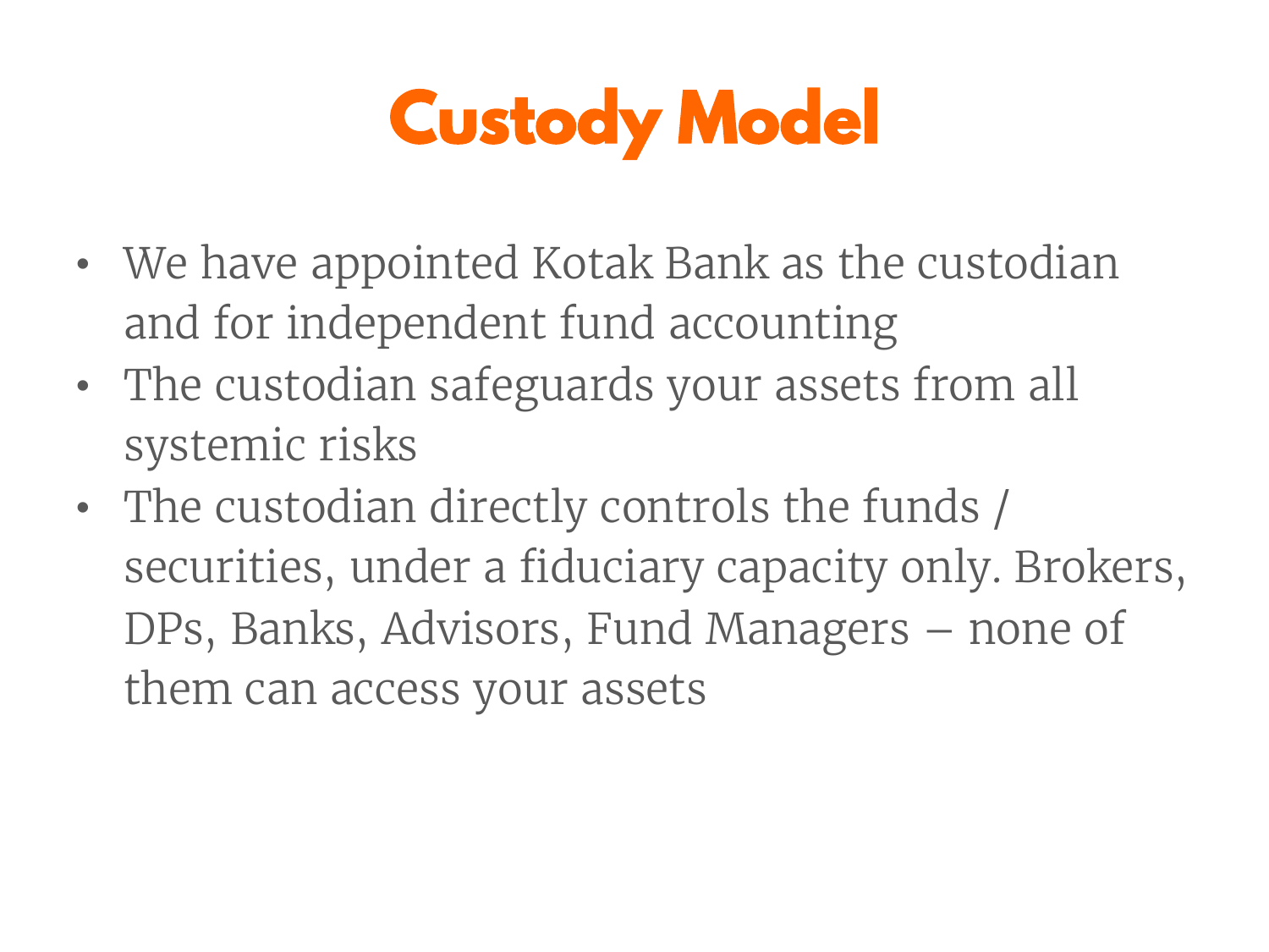# Custody Model

- We have appointed Kotak Bank as the custodian and for independent fund accounting
- The custodian safeguards your assets from all systemic risks
- The custodian directly controls the funds / securities, under a fiduciary capacity only. Brokers, DPs, Banks, Advisors, Fund Managers – none of them can access your assets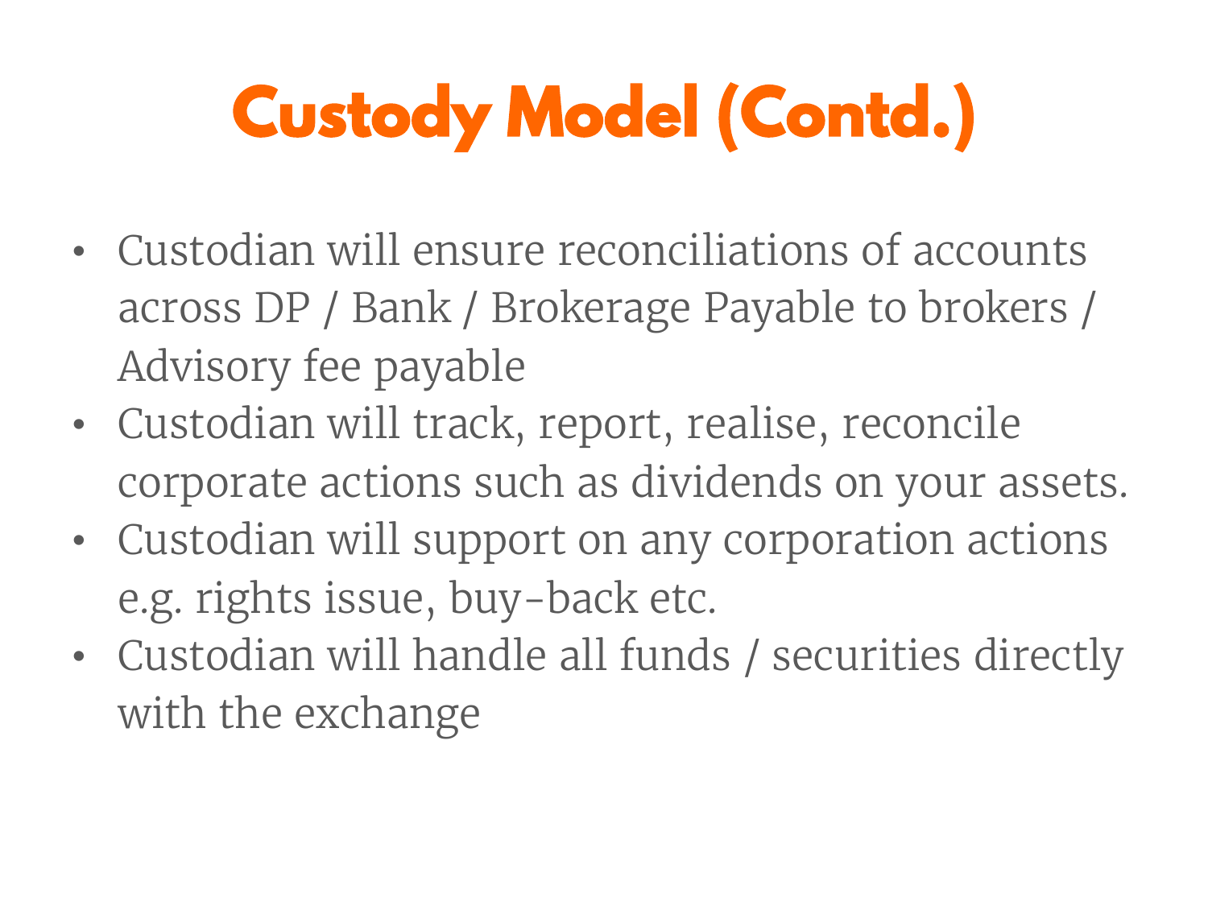# Custody Model (Contd.)

- Custodian will ensure reconciliations of accounts across DP / Bank / Brokerage Payable to brokers / Advisory fee payable
- Custodian will track, report, realise, reconcile corporate actions such as dividends on your assets.
- Custodian will support on any corporation actions e.g. rights issue, buy-back etc.
- Custodian will handle all funds / securities directly with the exchange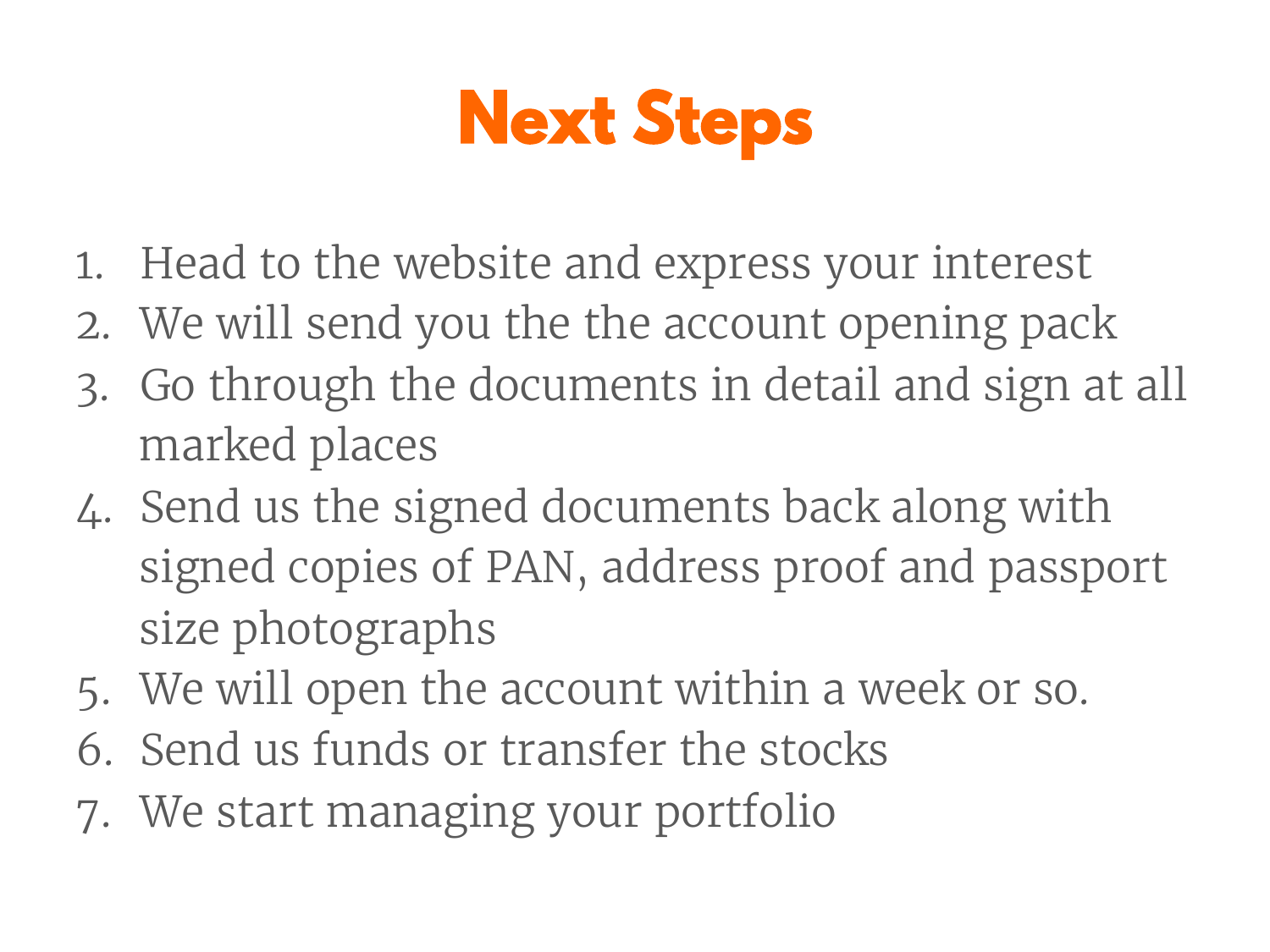# Next Steps

1. Head to the website and express your interest
2. We will send you the the account opening pack
3. Go through the documents in detail and sign at all marked places
4. Send us the signed documents back along with signed copies of PAN, address proof and passport size photographs
5. We will open the account within a week or so.
6. Send us funds or transfer the stocks
7. We start managing your portfolio